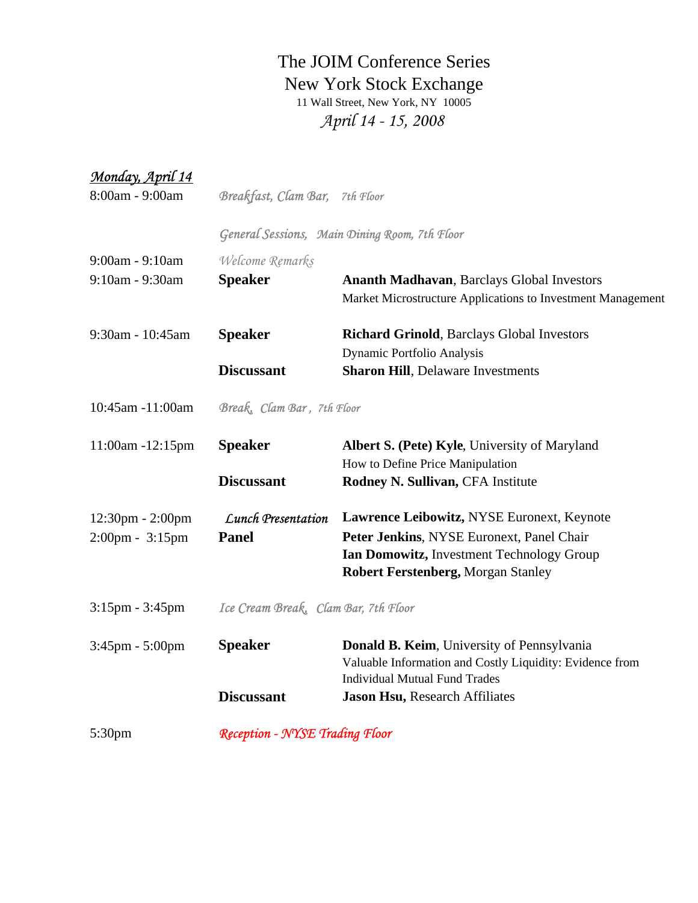# The JOIM Conference Series
## New York Stock Exchange

11 Wall Street, New York, NY 10005

*April 14 - 15, 2008*

***Monday, April 14***

| | | |
|---|---|---|
| 8:00am - 9:00am | *Breakfast, Clam Bar, 7th Floor* | |
| | *General Sessions, Main Dining Room, 7th Floor* | |
| 9:00am - 9:10am | *Welcome Remarks* | |
| 9:10am - 9:30am | **Speaker** | **Ananth Madhavan**, Barclays Global Investors<br>Market Microstructure Applications to Investment Management |
| 9:30am - 10:45am | **Speaker** | **Richard Grinold**, Barclays Global Investors<br>Dynamic Portfolio Analysis |
| | **Discussant** | **Sharon Hill**, Delaware Investments |
| 10:45am -11:00am | *Break, Clam Bar , 7th Floor* | |
| 11:00am -12:15pm | **Speaker** | **Albert S. (Pete) Kyle**, University of Maryland<br>How to Define Price Manipulation |
| | **Discussant** | **Rodney N. Sullivan,** CFA Institute |
| 12:30pm - 2:00pm | *Lunch Presentation* | **Lawrence Leibowitz,** NYSE Euronext, Keynote |
| 2:00pm - 3:15pm | **Panel** | **Peter Jenkins**, NYSE Euronext, Panel Chair<br>**Ian Domowitz,** Investment Technology Group<br>**Robert Ferstenberg,** Morgan Stanley |
| 3:15pm - 3:45pm | *Ice Cream Break, Clam Bar, 7th Floor* | |
| 3:45pm - 5:00pm | **Speaker** | **Donald B. Keim**, University of Pennsylvania<br>Valuable Information and Costly Liquidity: Evidence from Individual Mutual Fund Trades |
| | **Discussant** | **Jason Hsu,** Research Affiliates |
| 5:30pm | *Reception - NYSE Trading Floor* | |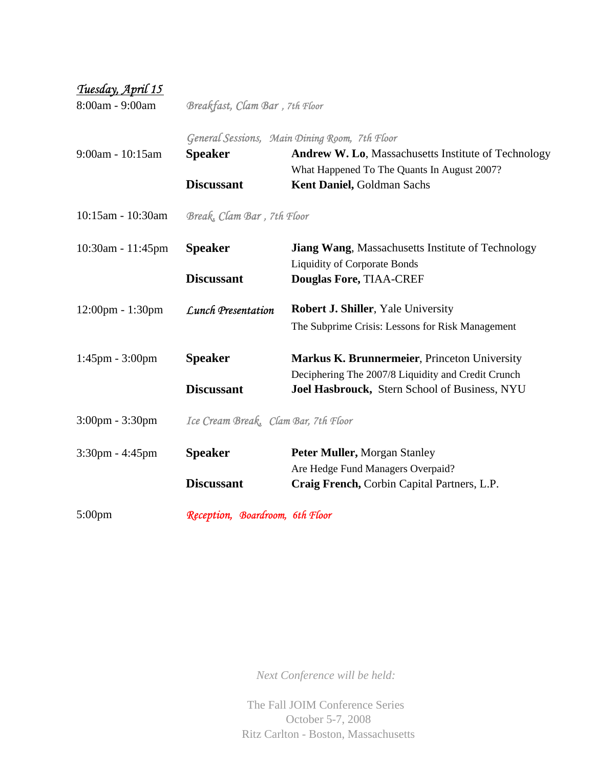*Tuesday, April 15*

| | | |
|---|---|---|
| 8:00am - 9:00am | *Breakfast, Clam Bar , 7th Floor* | |
| | *General Sessions, Main Dining Room, 7th Floor* | |
| 9:00am - 10:15am | **Speaker** | **Andrew W. Lo**, Massachusetts Institute of Technology<br>What Happened To The Quants In August 2007? |
| | **Discussant** | **Kent Daniel,** Goldman Sachs |
| 10:15am - 10:30am | *Break, Clam Bar , 7th Floor* | |
| 10:30am - 11:45pm | **Speaker** | **Jiang Wang**, Massachusetts Institute of Technology<br>Liquidity of Corporate Bonds |
| | **Discussant** | **Douglas Fore,** TIAA-CREF |
| 12:00pm - 1:30pm | *Lunch Presentation* | **Robert J. Shiller**, Yale University<br>The Subprime Crisis: Lessons for Risk Management |
| 1:45pm - 3:00pm | **Speaker** | **Markus K. Brunnermeier**, Princeton University<br>Deciphering The 2007/8 Liquidity and Credit Crunch |
| | **Discussant** | **Joel Hasbrouck,** Stern School of Business, NYU |
| 3:00pm - 3:30pm | *Ice Cream Break, Clam Bar, 7th Floor* | |
| 3:30pm - 4:45pm | **Speaker** | **Peter Muller,** Morgan Stanley<br>Are Hedge Fund Managers Overpaid? |
| | **Discussant** | **Craig French,** Corbin Capital Partners, L.P. |
| 5:00pm | *Reception, Boardroom, 6th Floor* | |

*Next Conference will be held:*

The Fall JOIM Conference Series
October 5-7, 2008
Ritz Carlton - Boston, Massachusetts